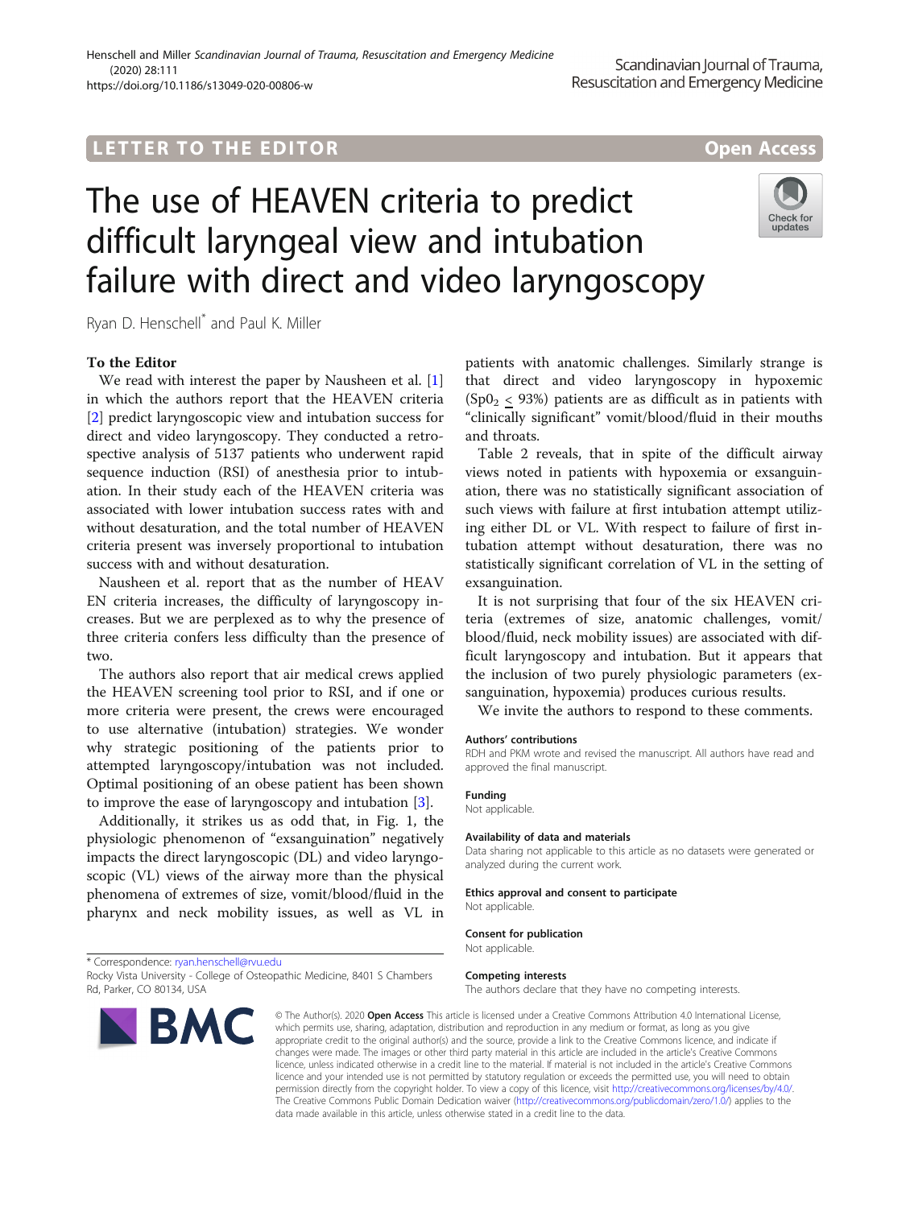LETTER TO THE EDITOR

Open Access

# The use of HEAVEN criteria to predict difficult laryngeal view and intubation failure with direct and video laryngoscopy

Ryan D. Henschell* and Paul K. Miller

## To the Editor

We read with interest the paper by Nausheen et al. [1] in which the authors report that the HEAVEN criteria [2] predict laryngoscopic view and intubation success for direct and video laryngoscopy. They conducted a retrospective analysis of 5137 patients who underwent rapid sequence induction (RSI) of anesthesia prior to intubation. In their study each of the HEAVEN criteria was associated with lower intubation success rates with and without desaturation, and the total number of HEAVEN criteria present was inversely proportional to intubation success with and without desaturation.

Nausheen et al. report that as the number of HEAVEN criteria increases, the difficulty of laryngoscopy increases. But we are perplexed as to why the presence of three criteria confers less difficulty than the presence of two.

The authors also report that air medical crews applied the HEAVEN screening tool prior to RSI, and if one or more criteria were present, the crews were encouraged to use alternative (intubation) strategies. We wonder why strategic positioning of the patients prior to attempted laryngoscopy/intubation was not included. Optimal positioning of an obese patient has been shown to improve the ease of laryngoscopy and intubation [3].

Additionally, it strikes us as odd that, in Fig. 1, the physiologic phenomenon of "exsanguination" negatively impacts the direct laryngoscopic (DL) and video laryngoscopic (VL) views of the airway more than the physical phenomena of extremes of size, vomit/blood/fluid in the pharynx and neck mobility issues, as well as VL in patients with anatomic challenges. Similarly strange is that direct and video laryngoscopy in hypoxemic ($SpO_2 \leq 93\%$) patients are as difficult as in patients with "clinically significant" vomit/blood/fluid in their mouths and throats.

Table 2 reveals, that in spite of the difficult airway views noted in patients with hypoxemia or exsanguination, there was no statistically significant association of such views with failure at first intubation attempt utilizing either DL or VL. With respect to failure of first intubation attempt without desaturation, there was no statistically significant correlation of VL in the setting of exsanguination.

It is not surprising that four of the six HEAVEN criteria (extremes of size, anatomic challenges, vomit/blood/fluid, neck mobility issues) are associated with difficult laryngoscopy and intubation. But it appears that the inclusion of two purely physiologic parameters (exsanguination, hypoxemia) produces curious results.

We invite the authors to respond to these comments.

### Authors' contributions

RDH and PKM wrote and revised the manuscript. All authors have read and approved the final manuscript.

### Funding

Not applicable.

### Availability of data and materials

Data sharing not applicable to this article as no datasets were generated or analyzed during the current work.

### Ethics approval and consent to participate

Not applicable.

### Consent for publication

Not applicable.

### Competing interests

The authors declare that they have no competing interests.

\* Correspondence: ryan.henschell@rvu.edu
Rocky Vista University - College of Osteopathic Medicine, 8401 S Chambers Rd, Parker, CO 80134, USA

© The Author(s). 2020 **Open Access** This article is licensed under a Creative Commons Attribution 4.0 International License, which permits use, sharing, adaptation, distribution and reproduction in any medium or format, as long as you give appropriate credit to the original author(s) and the source, provide a link to the Creative Commons licence, and indicate if changes were made. The images or other third party material in this article are included in the article's Creative Commons licence, unless indicated otherwise in a credit line to the material. If material is not included in the article's Creative Commons licence and your intended use is not permitted by statutory regulation or exceeds the permitted use, you will need to obtain permission directly from the copyright holder. To view a copy of this licence, visit http://creativecommons.org/licenses/by/4.0/. The Creative Commons Public Domain Dedication waiver (http://creativecommons.org/publicdomain/zero/1.0/) applies to the data made available in this article, unless otherwise stated in a credit line to the data.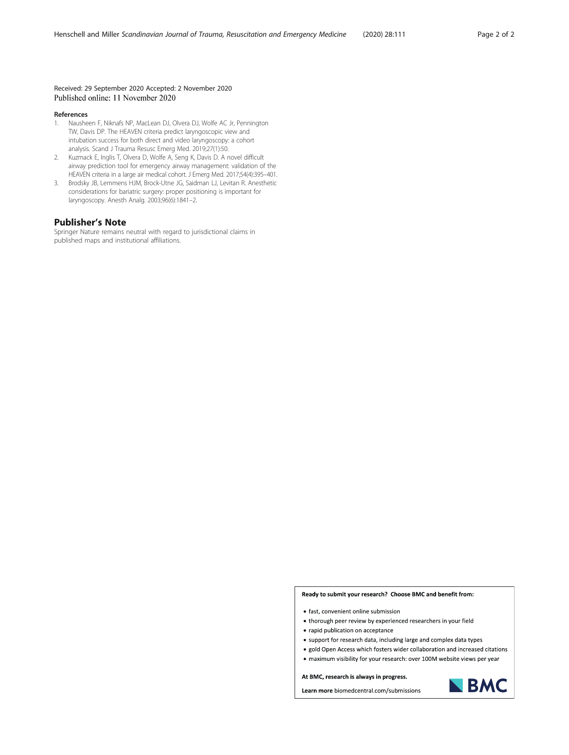Received: 29 September 2020 Accepted: 2 November 2020
Published online: 11 November 2020

#### References

1. Nausheen F, Niknafs NP, MacLean DJ, Olvera DJ, Wolfe AC Jr, Pennington TW, Davis DP. The HEAVEN criteria predict laryngoscopic view and intubation success for both direct and video laryngoscopy: a cohort analysis. Scand J Trauma Resusc Emerg Med. 2019;27(1):50.
2. Kuzmack E, Inglis T, Olvera D, Wolfe A, Seng K, Davis D. A novel difficult airway prediction tool for emergency airway management: validation of the HEAVEN criteria in a large air medical cohort. J Emerg Med. 2017;54(4):395–401.
3. Brodsky JB, Lemmens HJM, Brock-Utne JG, Saidman LJ, Levitan R. Anesthetic considerations for bariatric surgery: proper positioning is important for laryngoscopy. Anesth Analg. 2003;96(6):1841–2.

## Publisher's Note

Springer Nature remains neutral with regard to jurisdictional claims in published maps and institutional affiliations.

**Ready to submit your research? Choose BMC and benefit from:**

- fast, convenient online submission
- thorough peer review by experienced researchers in your field
- rapid publication on acceptance
- support for research data, including large and complex data types
- gold Open Access which fosters wider collaboration and increased citations
- maximum visibility for your research: over 100M website views per year

**At BMC, research is always in progress.**

**Learn more** biomedcentral.com/submissions

BMC